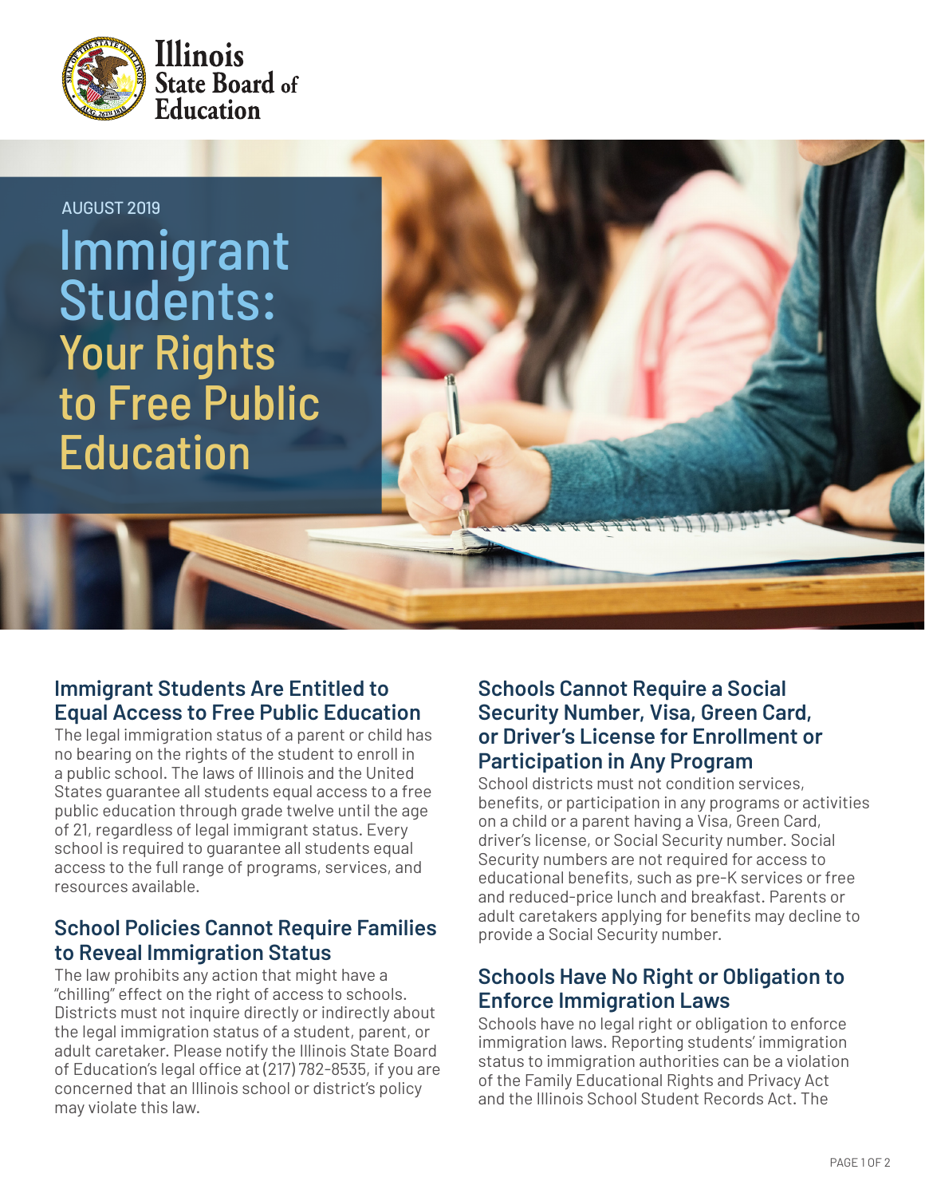Illinois State Board of Education

AUGUST 2019

# Immigrant Students: Your Rights to Free Public Education

## Immigrant Students Are Entitled to Equal Access to Free Public Education

The legal immigration status of a parent or child has no bearing on the rights of the student to enroll in a public school. The laws of Illinois and the United States guarantee all students equal access to a free public education through grade twelve until the age of 21, regardless of legal immigrant status. Every school is required to guarantee all students equal access to the full range of programs, services, and resources available.

## School Policies Cannot Require Families to Reveal Immigration Status

The law prohibits any action that might have a "chilling" effect on the right of access to schools. Districts must not inquire directly or indirectly about the legal immigration status of a student, parent, or adult caretaker. Please notify the Illinois State Board of Education's legal office at (217) 782-8535, if you are concerned that an Illinois school or district's policy may violate this law.

## Schools Cannot Require a Social Security Number, Visa, Green Card, or Driver's License for Enrollment or Participation in Any Program

School districts must not condition services, benefits, or participation in any programs or activities on a child or a parent having a Visa, Green Card, driver's license, or Social Security number. Social Security numbers are not required for access to educational benefits, such as pre-K services or free and reduced-price lunch and breakfast. Parents or adult caretakers applying for benefits may decline to provide a Social Security number.

## Schools Have No Right or Obligation to Enforce Immigration Laws

Schools have no legal right or obligation to enforce immigration laws. Reporting students' immigration status to immigration authorities can be a violation of the Family Educational Rights and Privacy Act and the Illinois School Student Records Act. The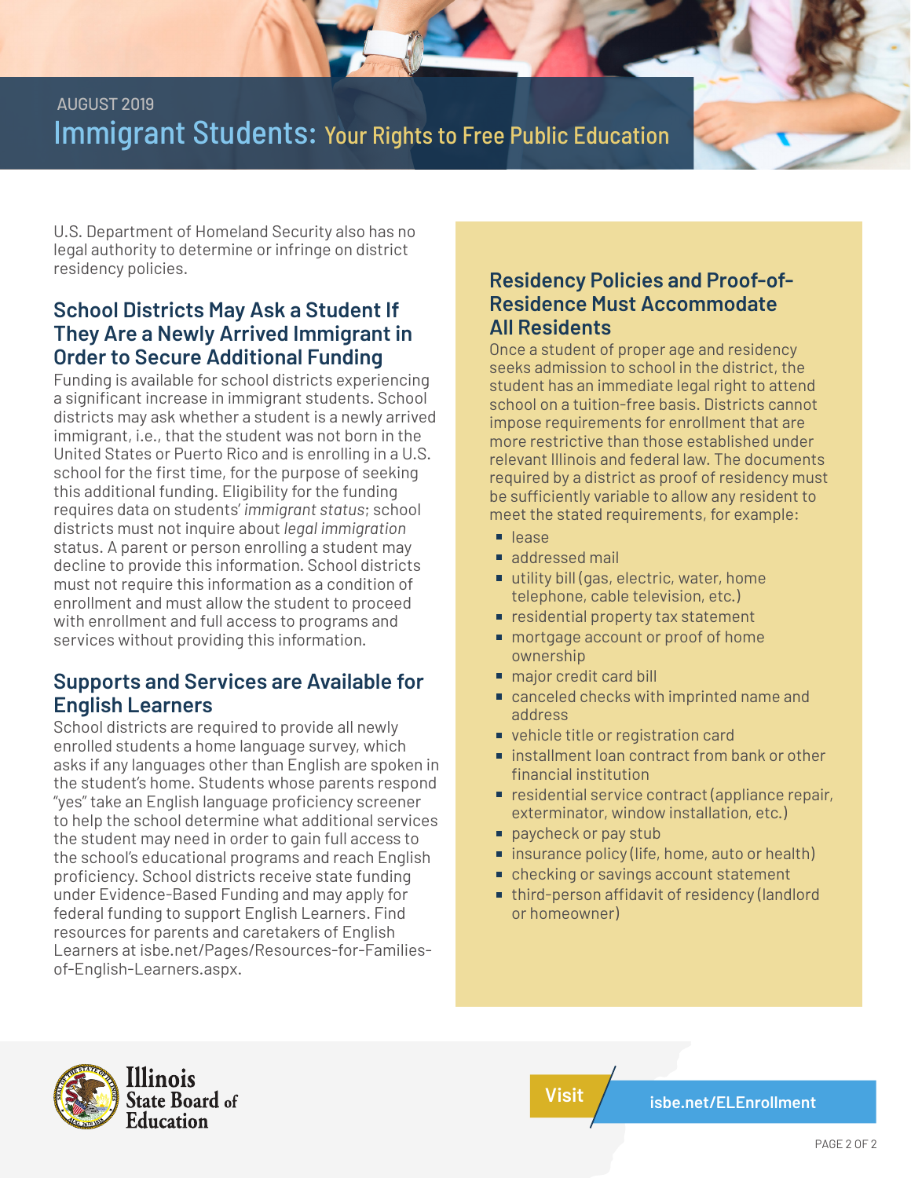AUGUST 2019

# Immigrant Students: Your Rights to Free Public Education

U.S. Department of Homeland Security also has no legal authority to determine or infringe on district residency policies.

## School Districts May Ask a Student If They Are a Newly Arrived Immigrant in Order to Secure Additional Funding

Funding is available for school districts experiencing a significant increase in immigrant students. School districts may ask whether a student is a newly arrived immigrant, i.e., that the student was not born in the United States or Puerto Rico and is enrolling in a U.S. school for the first time, for the purpose of seeking this additional funding. Eligibility for the funding requires data on students' *immigrant status*; school districts must not inquire about *legal immigration* status. A parent or person enrolling a student may decline to provide this information. School districts must not require this information as a condition of enrollment and must allow the student to proceed with enrollment and full access to programs and services without providing this information.

## Supports and Services are Available for English Learners

School districts are required to provide all newly enrolled students a home language survey, which asks if any languages other than English are spoken in the student's home. Students whose parents respond "yes" take an English language proficiency screener to help the school determine what additional services the student may need in order to gain full access to the school's educational programs and reach English proficiency. School districts receive state funding under Evidence-Based Funding and may apply for federal funding to support English Learners. Find resources for parents and caretakers of English Learners at isbe.net/Pages/Resources-for-Families-of-English-Learners.aspx.

## Residency Policies and Proof-of-Residence Must Accommodate All Residents

Once a student of proper age and residency seeks admission to school in the district, the student has an immediate legal right to attend school on a tuition-free basis. Districts cannot impose requirements for enrollment that are more restrictive than those established under relevant Illinois and federal law. The documents required by a district as proof of residency must be sufficiently variable to allow any resident to meet the stated requirements, for example:

- lease
- addressed mail
- utility bill (gas, electric, water, home telephone, cable television, etc.)
- residential property tax statement
- mortgage account or proof of home ownership
- major credit card bill
- canceled checks with imprinted name and address
- vehicle title or registration card
- installment loan contract from bank or other financial institution
- residential service contract (appliance repair, exterminator, window installation, etc.)
- paycheck or pay stub
- insurance policy (life, home, auto or health)
- checking or savings account statement
- third-person affidavit of residency (landlord or homeowner)

Illinois State Board of Education

Visit isbe.net/ELEnrollment